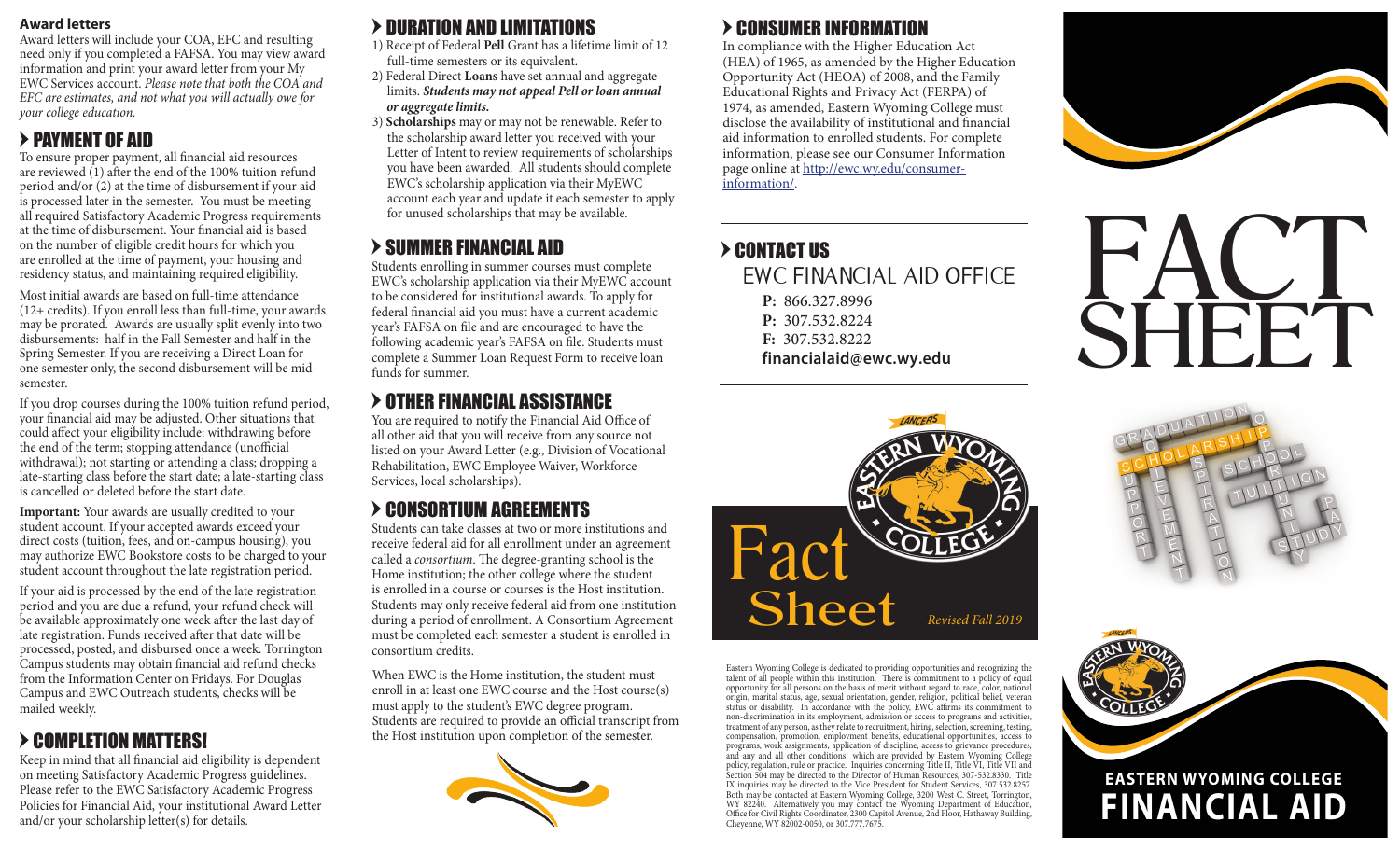**Award letters**

Award letters will include your COA, EFC and resulting need only if you completed a FAFSA. You may view award information and print your award letter from your My EWC Services account. *Please note that both the COA and EFC are estimates, and not what you will actually owe for your college education.*

## PAYMENT OF AID

To ensure proper payment, all financial aid resources are reviewed (1) after the end of the 100% tuition refund period and/or (2) at the time of disbursement if your aid is processed later in the semester. You must be meeting all required Satisfactory Academic Progress requirements at the time of disbursement. Your financial aid is based on the number of eligible credit hours for which you are enrolled at the time of payment, your housing and residency status, and maintaining required eligibility.

Most initial awards are based on full-time attendance (12+ credits). If you enroll less than full-time, your awards may be prorated. Awards are usually split evenly into two disbursements: half in the Fall Semester and half in the Spring Semester. If you are receiving a Direct Loan for one semester only, the second disbursement will be mid-semester.

If you drop courses during the 100% tuition refund period, your financial aid may be adjusted. Other situations that could affect your eligibility include: withdrawing before the end of the term; stopping attendance (unofficial withdrawal); not starting or attending a class; dropping a late-starting class before the start date; a late-starting class is cancelled or deleted before the start date.

**Important:** Your awards are usually credited to your student account. If your accepted awards exceed your direct costs (tuition, fees, and on-campus housing), you may authorize EWC Bookstore costs to be charged to your student account throughout the late registration period.

If your aid is processed by the end of the late registration period and you are due a refund, your refund check will be available approximately one week after the last day of late registration. Funds received after that date will be processed, posted, and disbursed once a week. Torrington Campus students may obtain financial aid refund checks from the Information Center on Fridays. For Douglas Campus and EWC Outreach students, checks will be mailed weekly.

## COMPLETION MATTERS!

Keep in mind that all financial aid eligibility is dependent on meeting Satisfactory Academic Progress guidelines. Please refer to the EWC Satisfactory Academic Progress Policies for Financial Aid, your institutional Award Letter and/or your scholarship letter(s) for details.

## DURATION AND LIMITATIONS

1) Receipt of Federal **Pell** Grant has a lifetime limit of 12 full-time semesters or its equivalent.
2) Federal Direct **Loans** have set annual and aggregate limits. ***Students may not appeal Pell or loan annual or aggregate limits.***
3) **Scholarships** may or may not be renewable. Refer to the scholarship award letter you received with your Letter of Intent to review requirements of scholarships you have been awarded. All students should complete EWC's scholarship application via their MyEWC account each year and update it each semester to apply for unused scholarships that may be available.

## SUMMER FINANCIAL AID

Students enrolling in summer courses must complete EWC's scholarship application via their MyEWC account to be considered for institutional awards. To apply for federal financial aid you must have a current academic year's FAFSA on file and are encouraged to have the following academic year's FAFSA on file. Students must complete a Summer Loan Request Form to receive loan funds for summer.

## OTHER FINANCIAL ASSISTANCE

You are required to notify the Financial Aid Office of all other aid that you will receive from any source not listed on your Award Letter (e.g., Division of Vocational Rehabilitation, EWC Employee Waiver, Workforce Services, local scholarships).

## CONSORTIUM AGREEMENTS

Students can take classes at two or more institutions and receive federal aid for all enrollment under an agreement called a *consortium*. The degree-granting school is the Home institution; the other college where the student is enrolled in a course or courses is the Host institution. Students may only receive federal aid from one institution during a period of enrollment. A Consortium Agreement must be completed each semester a student is enrolled in consortium credits.

When EWC is the Home institution, the student must enroll in at least one EWC course and the Host course(s) must apply to the student's EWC degree program. Students are required to provide an official transcript from the Host institution upon completion of the semester.

## CONSUMER INFORMATION

In compliance with the Higher Education Act (HEA) of 1965, as amended by the Higher Education Opportunity Act (HEOA) of 2008, and the Family Educational Rights and Privacy Act (FERPA) of 1974, as amended, Eastern Wyoming College must disclose the availability of institutional and financial aid information to enrolled students. For complete information, please see our Consumer Information page online at http://ewc.wy.edu/consumer-information/.

## CONTACT US

EWC FINANCIAL AID OFFICE

**P:** 866.327.8996
**P:** 307.532.8224
**F:** 307.532.8222
**financialaid@ewc.wy.edu**

LANCERS EASTERN WYOMING COLLEGE

Fact Sheet

*Revised Fall 2019*

Eastern Wyoming College is dedicated to providing opportunities and recognizing the talent of all people within this institution. There is commitment to a policy of equal opportunity for all persons on the basis of merit without regard to race, color, national origin, marital status, age, sexual orientation, gender, religion, political belief, veteran status or disability. In accordance with the policy, EWC affirms its commitment to non-discrimination in its employment, admission or access to programs and activities, treatment of any person, as they relate to recruitment, hiring, selection, screening, testing, compensation, promotion, employment benefits, educational opportunities, access to programs, work assignments, application of discipline, access to grievance procedures, and any and all other conditions which are provided by Eastern Wyoming College policy, regulation, rule or practice. Inquiries concerning Title II, Title VI, Title VII and Section 504 may be directed to the Director of Human Resources, 307-532.8330. Title IX inquiries may be directed to the Vice President for Student Services, 307.532.8257. Both may be contacted at Eastern Wyoming College, 3200 West C. Street, Torrington, WY 82240. Alternatively you may contact the Wyoming Department of Education, Office for Civil Rights Coordinator, 2300 Capitol Avenue, 2nd Floor, Hathaway Building, Cheyenne, WY 82002-0050, or 307.777.7675.

# FACT SHEET

EASTERN WYOMING COLLEGE

# FINANCIAL AID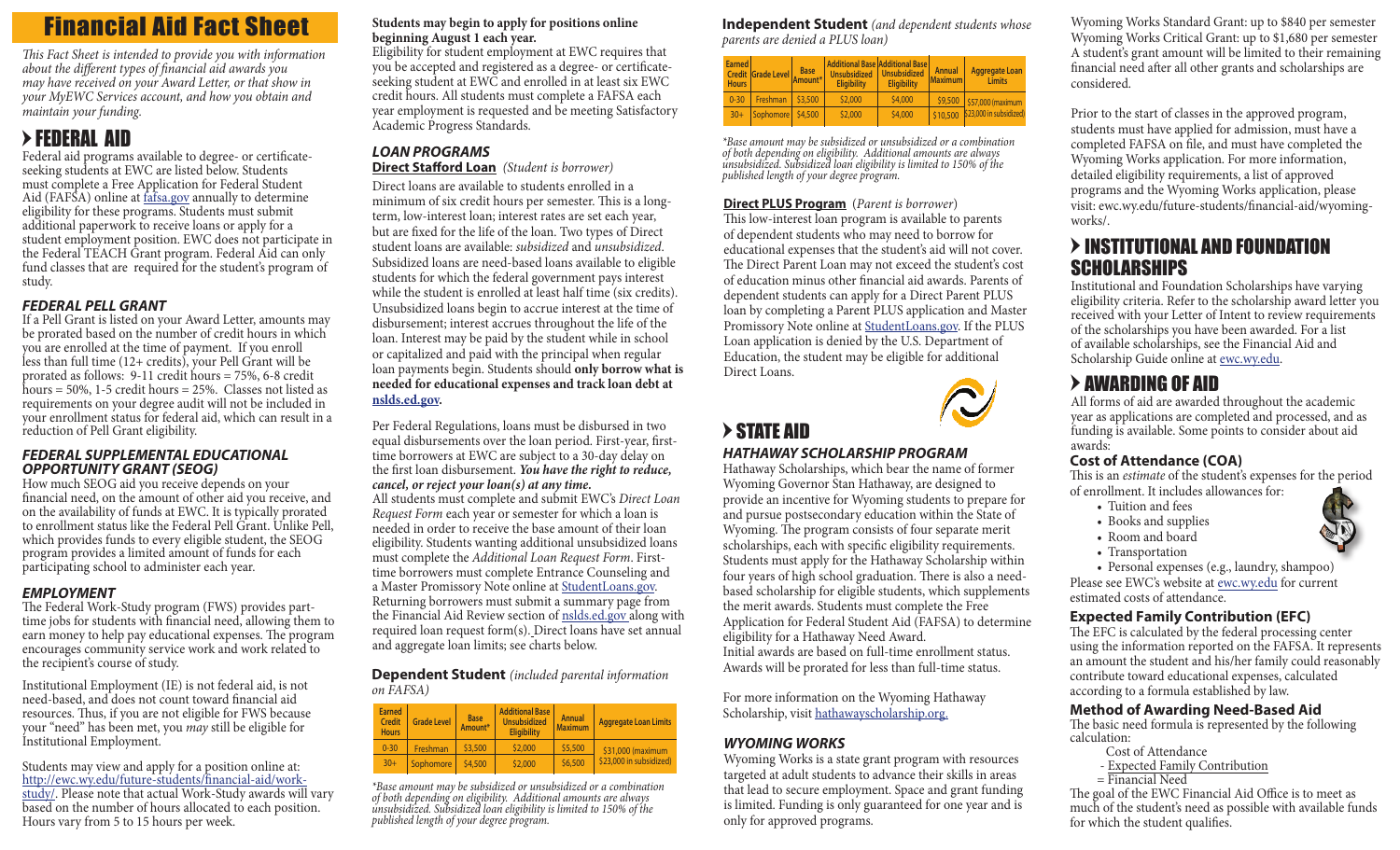# Financial Aid Fact Sheet

*This Fact Sheet is intended to provide you with information about the different types of financial aid awards you may have received on your Award Letter, or that show in your MyEWC Services account, and how you obtain and maintain your funding.*

## FEDERAL AID

Federal aid programs available to degree- or certificate-seeking students at EWC are listed below. Students must complete a Free Application for Federal Student Aid (FAFSA) online at fafsa.gov annually to determine eligibility for these programs. Students must submit additional paperwork to receive loans or apply for a student employment position. EWC does not participate in the Federal TEACH Grant program. Federal Aid can only fund classes that are required for the student's program of study.

### *FEDERAL PELL GRANT*

If a Pell Grant is listed on your Award Letter, amounts may be prorated based on the number of credit hours in which you are enrolled at the time of payment. If you enroll less than full time (12+ credits), your Pell Grant will be prorated as follows: 9-11 credit hours = 75%, 6-8 credit hours = 50%, 1-5 credit hours = 25%. Classes not listed as requirements on your degree audit will not be included in your enrollment status for federal aid, which can result in a reduction of Pell Grant eligibility.

### *FEDERAL SUPPLEMENTAL EDUCATIONAL OPPORTUNITY GRANT (SEOG)*

How much SEOG aid you receive depends on your financial need, on the amount of other aid you receive, and on the availability of funds at EWC. It is typically prorated to enrollment status like the Federal Pell Grant. Unlike Pell, which provides funds to every eligible student, the SEOG program provides a limited amount of funds for each participating school to administer each year.

### *EMPLOYMENT*

The Federal Work-Study program (FWS) provides part-time jobs for students with financial need, allowing them to earn money to help pay educational expenses. The program encourages community service work and work related to the recipient's course of study.

Institutional Employment (IE) is not federal aid, is not need-based, and does not count toward financial aid resources. Thus, if you are not eligible for FWS because your "need" has been met, you *may* still be eligible for Institutional Employment.

Students may view and apply for a position online at: http://ewc.wy.edu/future-students/financial-aid/work-study/. Please note that actual Work-Study awards will vary based on the number of hours allocated to each position. Hours vary from 5 to 15 hours per week.

**Students may begin to apply for positions online beginning August 1 each year.**

Eligibility for student employment at EWC requires that you be accepted and registered as a degree- or certificate-seeking student at EWC and enrolled in at least six EWC credit hours. All students must complete a FAFSA each year employment is requested and be meeting Satisfactory Academic Progress Standards.

### *LOAN PROGRAMS*

**Direct Stafford Loan** *(Student is borrower)*

Direct loans are available to students enrolled in a minimum of six credit hours per semester. This is a long-term, low-interest loan; interest rates are set each year, but are fixed for the life of the loan. Two types of Direct student loans are available: *subsidized* and *unsubsidized*. Subsidized loans are need-based loans available to eligible students for which the federal government pays interest while the student is enrolled at least half time (six credits). Unsubsidized loans begin to accrue interest at the time of disbursement; interest accrues throughout the life of the loan. Interest may be paid by the student while in school or capitalized and paid with the principal when regular loan payments begin. Students should **only borrow what is needed for educational expenses and track loan debt at nslds.ed.gov.**

Per Federal Regulations, loans must be disbursed in two equal disbursements over the loan period. First-year, first-time borrowers at EWC are subject to a 30-day delay on the first loan disbursement. ***You have the right to reduce, cancel, or reject your loan(s) at any time.***

All students must complete and submit EWC's *Direct Loan Request Form* each year or semester for which a loan is needed in order to receive the base amount of their loan eligibility. Students wanting additional unsubsidized loans must complete the *Additional Loan Request Form*. First-time borrowers must complete Entrance Counseling and a Master Promissory Note online at StudentLoans.gov. Returning borrowers must submit a summary page from the Financial Aid Review section of nslds.ed.gov along with required loan request form(s). Direct loans have set annual and aggregate loan limits; see charts below.

**Dependent Student** *(included parental information on FAFSA)*

| Earned Credit Hours | Grade Level | Base Amount* | Additional Base Unsubsidized Eligibility | Annual Maximum | Aggregate Loan Limits |
|---|---|---|---|---|---|
| 0-30 | Freshman | $3,500 | $2,000 | $5,500 | $31,000 (maximum $23,000 in subsidized) |
| 30+ | Sophomore | $4,500 | $2,000 | $6,500 | |

*\*Base amount may be subsidized or unsubsidized or a combination of both depending on eligibility. Additional amounts are always unsubsidized. Subsidized loan eligibility is limited to 150% of the published length of your degree program.*

**Independent Student** *(and dependent students whose parents are denied a PLUS loan)*

| Earned Credit Hours | Grade Level | Base Amount* | Additional Base Unsubsidized Eligibility | Additional Base Unsubsidized Eligibility | Annual Maximum | Aggregate Loan Limits |
|---|---|---|---|---|---|---|
| 0-30 | Freshman | $3,500 | $2,000 | $4,000 | $9,500 | $57,000 (maximum $23,000 in subsidized) |
| 30+ | Sophomore | $4,500 | $2,000 | $4,000 | $10,500 | |

*\*Base amount may be subsidized or unsubsidized or a combination of both depending on eligibility. Additional amounts are always unsubsidized. Subsidized loan eligibility is limited to 150% of the published length of your degree program.*

**Direct PLUS Program** (*Parent is borrower*)

This low-interest loan program is available to parents of dependent students who may need to borrow for educational expenses that the student's aid will not cover. The Direct Parent Loan may not exceed the student's cost of education minus other financial aid awards. Parents of dependent students can apply for a Direct Parent PLUS loan by completing a Parent PLUS application and Master Promissory Note online at StudentLoans.gov. If the PLUS Loan application is denied by the U.S. Department of Education, the student may be eligible for additional Direct Loans.

## STATE AID

### *HATHAWAY SCHOLARSHIP PROGRAM*

Hathaway Scholarships, which bear the name of former Wyoming Governor Stan Hathaway, are designed to provide an incentive for Wyoming students to prepare for and pursue postsecondary education within the State of Wyoming. The program consists of four separate merit scholarships, each with specific eligibility requirements. Students must apply for the Hathaway Scholarship within four years of high school graduation. There is also a need-based scholarship for eligible students, which supplements the merit awards. Students must complete the Free Application for Federal Student Aid (FAFSA) to determine eligibility for a Hathaway Need Award.

Initial awards are based on full-time enrollment status. Awards will be prorated for less than full-time status.

For more information on the Wyoming Hathaway Scholarship, visit hathawayscholarship.org.

### *WYOMING WORKS*

Wyoming Works is a state grant program with resources targeted at adult students to advance their skills in areas that lead to secure employment. Space and grant funding is limited. Funding is only guaranteed for one year and is only for approved programs.

Wyoming Works Standard Grant: up to $840 per semester
Wyoming Works Critical Grant: up to $1,680 per semester
A student's grant amount will be limited to their remaining financial need after all other grants and scholarships are considered.

Prior to the start of classes in the approved program, students must have applied for admission, must have a completed FAFSA on file, and must have completed the Wyoming Works application. For more information, detailed eligibility requirements, a list of approved programs and the Wyoming Works application, please visit: ewc.wy.edu/future-students/financial-aid/wyoming-works/.

## INSTITUTIONAL AND FOUNDATION SCHOLARSHIPS

Institutional and Foundation Scholarships have varying eligibility criteria. Refer to the scholarship award letter you received with your Letter of Intent to review requirements of the scholarships you have been awarded. For a list of available scholarships, see the Financial Aid and Scholarship Guide online at ewc.wy.edu.

## AWARDING OF AID

All forms of aid are awarded throughout the academic year as applications are completed and processed, and as funding is available. Some points to consider about aid awards:

### Cost of Attendance (COA)

This is an *estimate* of the student's expenses for the period of enrollment. It includes allowances for:

- Tuition and fees
- Books and supplies
- Room and board
- Transportation
- Personal expenses (e.g., laundry, shampoo)

Please see EWC's website at ewc.wy.edu for current estimated costs of attendance.

### Expected Family Contribution (EFC)

The EFC is calculated by the federal processing center using the information reported on the FAFSA. It represents an amount the student and his/her family could reasonably contribute toward educational expenses, calculated according to a formula established by law.

### Method of Awarding Need-Based Aid

The basic need formula is represented by the following calculation:

Cost of Attendance
- Expected Family Contribution
= Financial Need

The goal of the EWC Financial Aid Office is to meet as much of the student's need as possible with available funds for which the student qualifies.